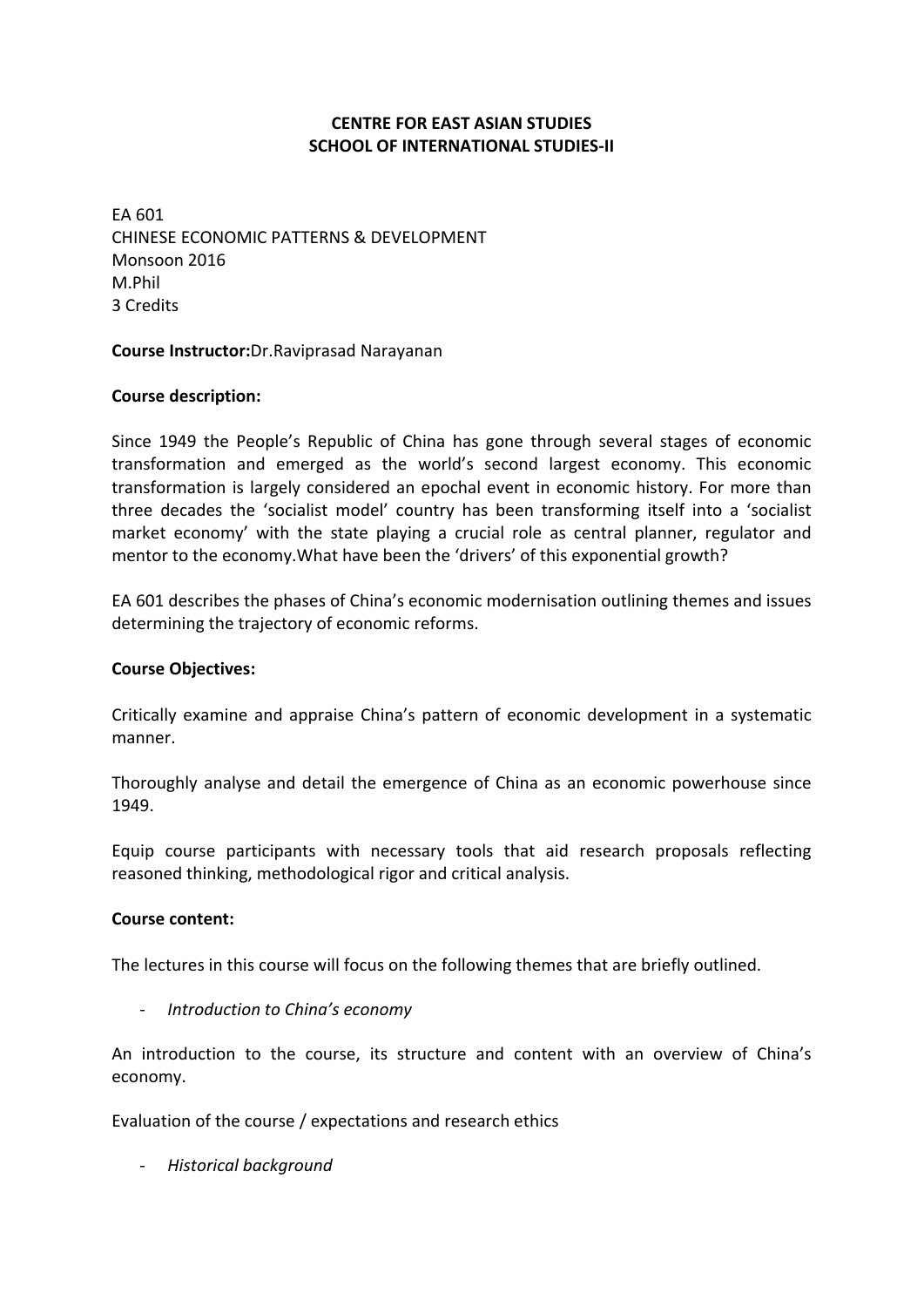**CENTRE FOR EAST ASIAN STUDIES**
**SCHOOL OF INTERNATIONAL STUDIES-II**

EA 601
CHINESE ECONOMIC PATTERNS & DEVELOPMENT
Monsoon 2016
M.Phil
3 Credits

**Course Instructor:**Dr.Raviprasad Narayanan

**Course description:**

Since 1949 the People's Republic of China has gone through several stages of economic transformation and emerged as the world's second largest economy. This economic transformation is largely considered an epochal event in economic history. For more than three decades the 'socialist model' country has been transforming itself into a 'socialist market economy' with the state playing a crucial role as central planner, regulator and mentor to the economy.What have been the 'drivers' of this exponential growth?

EA 601 describes the phases of China's economic modernisation outlining themes and issues determining the trajectory of economic reforms.

**Course Objectives:**

Critically examine and appraise China's pattern of economic development in a systematic manner.

Thoroughly analyse and detail the emergence of China as an economic powerhouse since 1949.

Equip course participants with necessary tools that aid research proposals reflecting reasoned thinking, methodological rigor and critical analysis.

**Course content:**

The lectures in this course will focus on the following themes that are briefly outlined.

- *Introduction to China's economy*

An introduction to the course, its structure and content with an overview of China's economy.

Evaluation of the course / expectations and research ethics

- *Historical background*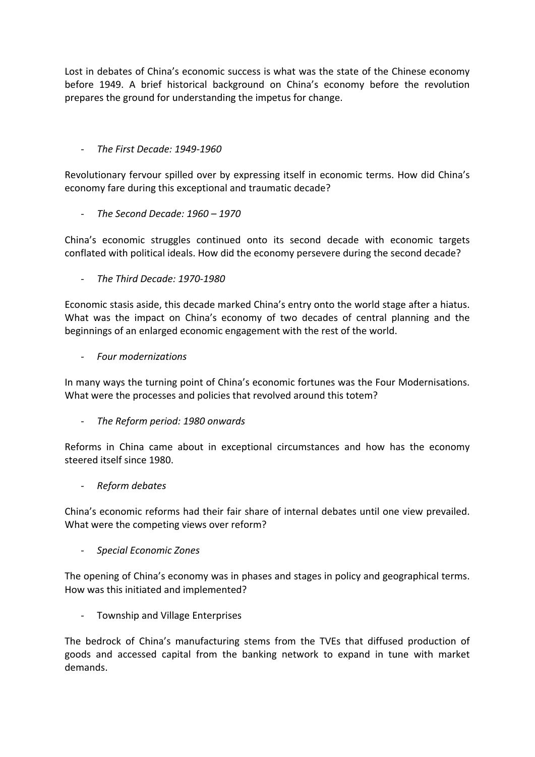Lost in debates of China's economic success is what was the state of the Chinese economy before 1949. A brief historical background on China's economy before the revolution prepares the ground for understanding the impetus for change.

- *The First Decade: 1949-1960*

Revolutionary fervour spilled over by expressing itself in economic terms. How did China's economy fare during this exceptional and traumatic decade?

- *The Second Decade: 1960 – 1970*

China's economic struggles continued onto its second decade with economic targets conflated with political ideals. How did the economy persevere during the second decade?

- *The Third Decade: 1970-1980*

Economic stasis aside, this decade marked China's entry onto the world stage after a hiatus. What was the impact on China's economy of two decades of central planning and the beginnings of an enlarged economic engagement with the rest of the world.

- *Four modernizations*

In many ways the turning point of China's economic fortunes was the Four Modernisations. What were the processes and policies that revolved around this totem?

- *The Reform period: 1980 onwards*

Reforms in China came about in exceptional circumstances and how has the economy steered itself since 1980.

- *Reform debates*

China's economic reforms had their fair share of internal debates until one view prevailed. What were the competing views over reform?

- *Special Economic Zones*

The opening of China's economy was in phases and stages in policy and geographical terms. How was this initiated and implemented?

- Township and Village Enterprises

The bedrock of China's manufacturing stems from the TVEs that diffused production of goods and accessed capital from the banking network to expand in tune with market demands.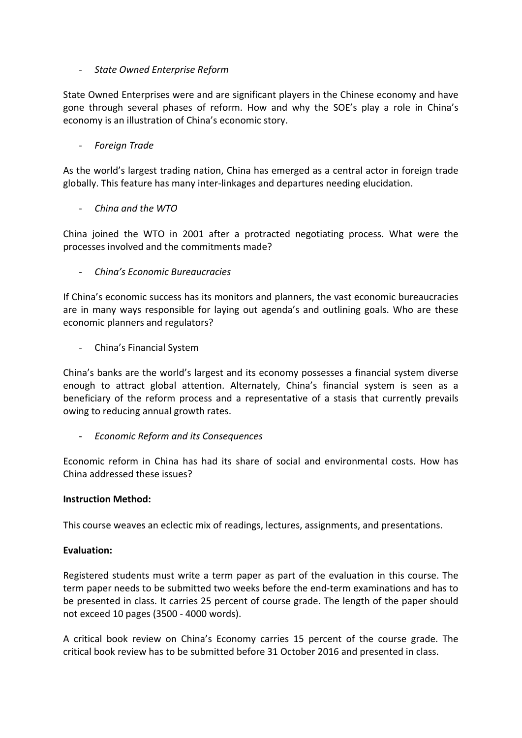- *State Owned Enterprise Reform*

State Owned Enterprises were and are significant players in the Chinese economy and have gone through several phases of reform. How and why the SOE's play a role in China's economy is an illustration of China's economic story.

- *Foreign Trade*

As the world's largest trading nation, China has emerged as a central actor in foreign trade globally. This feature has many inter-linkages and departures needing elucidation.

- *China and the WTO*

China joined the WTO in 2001 after a protracted negotiating process. What were the processes involved and the commitments made?

- *China's Economic Bureaucracies*

If China's economic success has its monitors and planners, the vast economic bureaucracies are in many ways responsible for laying out agenda's and outlining goals. Who are these economic planners and regulators?

- China's Financial System

China's banks are the world's largest and its economy possesses a financial system diverse enough to attract global attention. Alternately, China's financial system is seen as a beneficiary of the reform process and a representative of a stasis that currently prevails owing to reducing annual growth rates.

- *Economic Reform and its Consequences*

Economic reform in China has had its share of social and environmental costs. How has China addressed these issues?

**Instruction Method:**

This course weaves an eclectic mix of readings, lectures, assignments, and presentations.

**Evaluation:**

Registered students must write a term paper as part of the evaluation in this course. The term paper needs to be submitted two weeks before the end-term examinations and has to be presented in class. It carries 25 percent of course grade. The length of the paper should not exceed 10 pages (3500 - 4000 words).

A critical book review on China's Economy carries 15 percent of the course grade. The critical book review has to be submitted before 31 October 2016 and presented in class.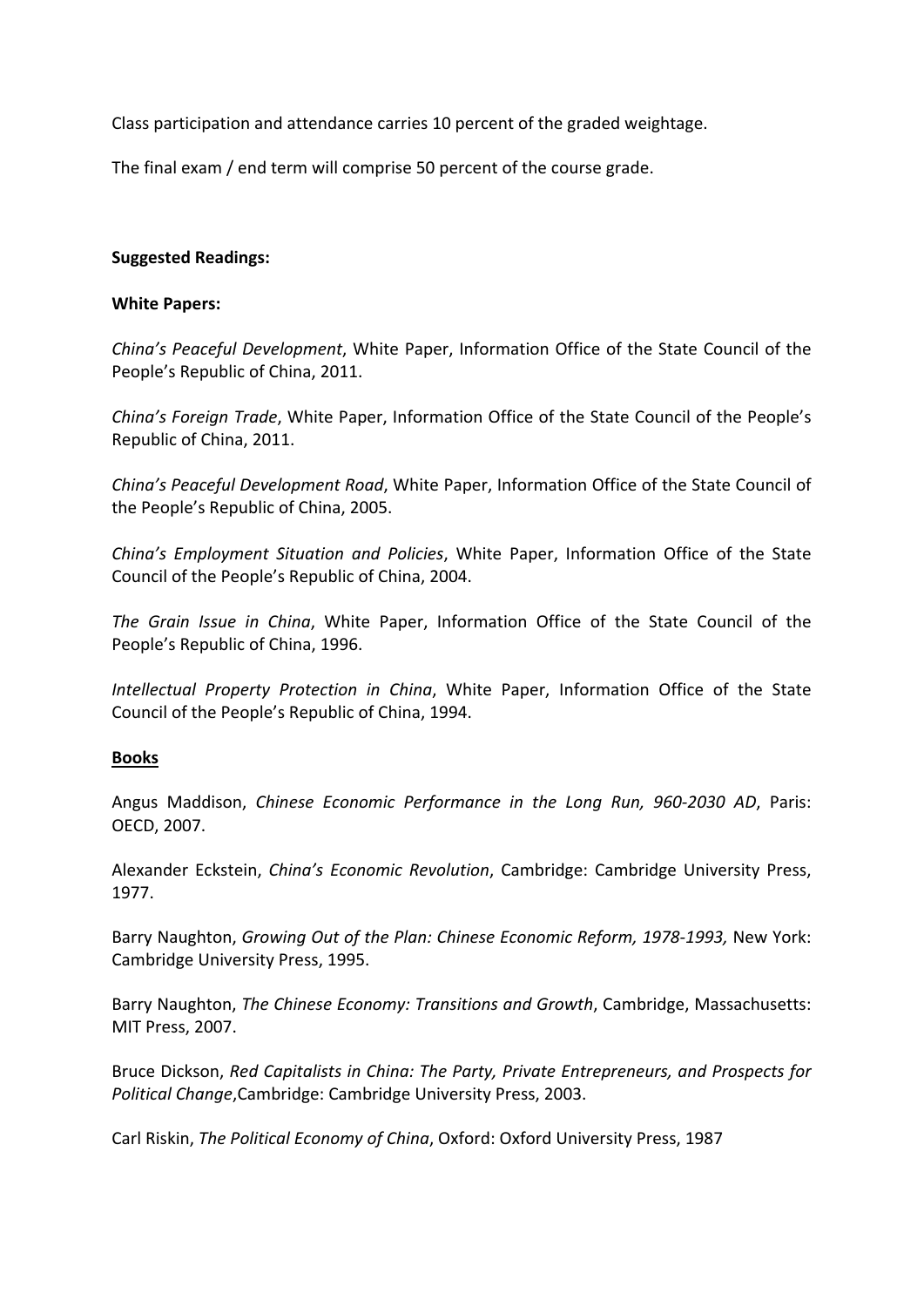Class participation and attendance carries 10 percent of the graded weightage.

The final exam / end term will comprise 50 percent of the course grade.

**Suggested Readings:**

**White Papers:**

*China's Peaceful Development*, White Paper, Information Office of the State Council of the People's Republic of China, 2011.

*China's Foreign Trade*, White Paper, Information Office of the State Council of the People's Republic of China, 2011.

*China's Peaceful Development Road*, White Paper, Information Office of the State Council of the People's Republic of China, 2005.

*China's Employment Situation and Policies*, White Paper, Information Office of the State Council of the People's Republic of China, 2004.

*The Grain Issue in China*, White Paper, Information Office of the State Council of the People's Republic of China, 1996.

*Intellectual Property Protection in China*, White Paper, Information Office of the State Council of the People's Republic of China, 1994.

**Books**

Angus Maddison, *Chinese Economic Performance in the Long Run, 960-2030 AD*, Paris: OECD, 2007.

Alexander Eckstein, *China's Economic Revolution*, Cambridge: Cambridge University Press, 1977.

Barry Naughton, *Growing Out of the Plan: Chinese Economic Reform, 1978-1993,* New York: Cambridge University Press, 1995.

Barry Naughton, *The Chinese Economy: Transitions and Growth*, Cambridge, Massachusetts: MIT Press, 2007.

Bruce Dickson, *Red Capitalists in China: The Party, Private Entrepreneurs, and Prospects for Political Change*,Cambridge: Cambridge University Press, 2003.

Carl Riskin, *The Political Economy of China*, Oxford: Oxford University Press, 1987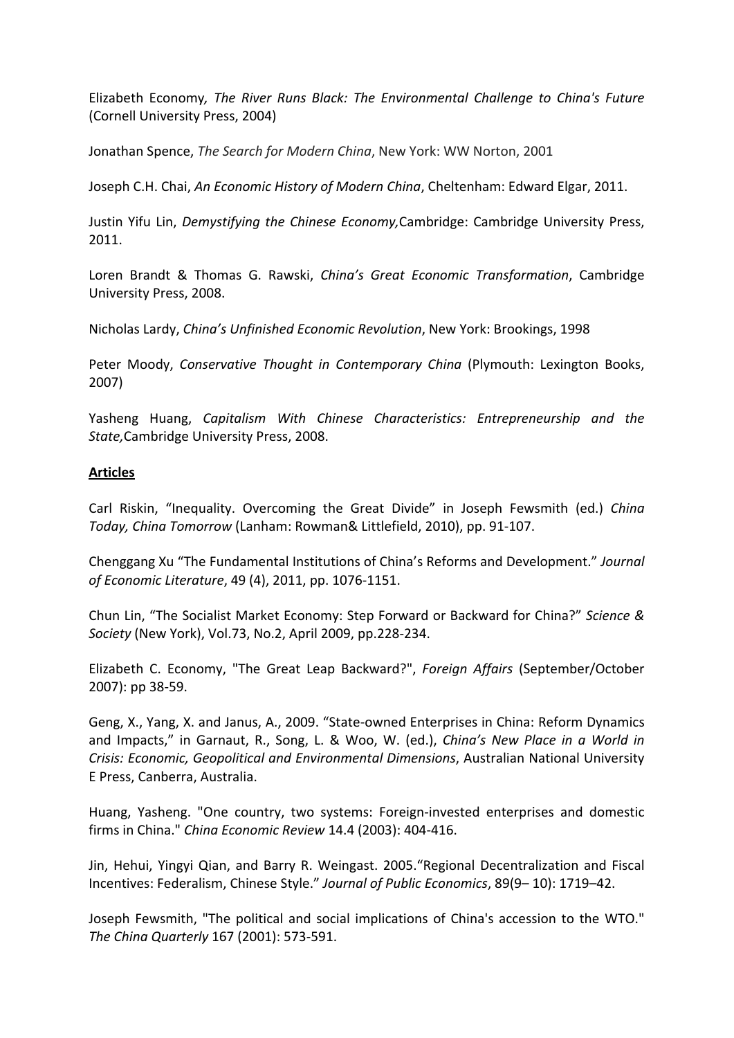Elizabeth Economy*, The River Runs Black: The Environmental Challenge to China's Future* (Cornell University Press, 2004)

Jonathan Spence, *The Search for Modern China*, New York: WW Norton, 2001

Joseph C.H. Chai, *An Economic History of Modern China*, Cheltenham: Edward Elgar, 2011.

Justin Yifu Lin, *Demystifying the Chinese Economy,*Cambridge: Cambridge University Press, 2011.

Loren Brandt & Thomas G. Rawski, *China's Great Economic Transformation*, Cambridge University Press, 2008.

Nicholas Lardy, *China's Unfinished Economic Revolution*, New York: Brookings, 1998

Peter Moody, *Conservative Thought in Contemporary China* (Plymouth: Lexington Books, 2007)

Yasheng Huang, *Capitalism With Chinese Characteristics: Entrepreneurship and the State,*Cambridge University Press, 2008.

**Articles**

Carl Riskin, "Inequality. Overcoming the Great Divide" in Joseph Fewsmith (ed.) *China Today, China Tomorrow* (Lanham: Rowman& Littlefield, 2010), pp. 91-107.

Chenggang Xu "The Fundamental Institutions of China's Reforms and Development." *Journal of Economic Literature*, 49 (4), 2011, pp. 1076-1151.

Chun Lin, "The Socialist Market Economy: Step Forward or Backward for China?" *Science & Society* (New York), Vol.73, No.2, April 2009, pp.228-234.

Elizabeth C. Economy, "The Great Leap Backward?", *Foreign Affairs* (September/October 2007): pp 38-59.

Geng, X., Yang, X. and Janus, A., 2009. "State-owned Enterprises in China: Reform Dynamics and Impacts," in Garnaut, R., Song, L. & Woo, W. (ed.), *China's New Place in a World in Crisis: Economic, Geopolitical and Environmental Dimensions*, Australian National University E Press, Canberra, Australia.

Huang, Yasheng. "One country, two systems: Foreign-invested enterprises and domestic firms in China." *China Economic Review* 14.4 (2003): 404-416.

Jin, Hehui, Yingyi Qian, and Barry R. Weingast. 2005."Regional Decentralization and Fiscal Incentives: Federalism, Chinese Style." *Journal of Public Economics*, 89(9– 10): 1719–42.

Joseph Fewsmith, "The political and social implications of China's accession to the WTO." *The China Quarterly* 167 (2001): 573-591.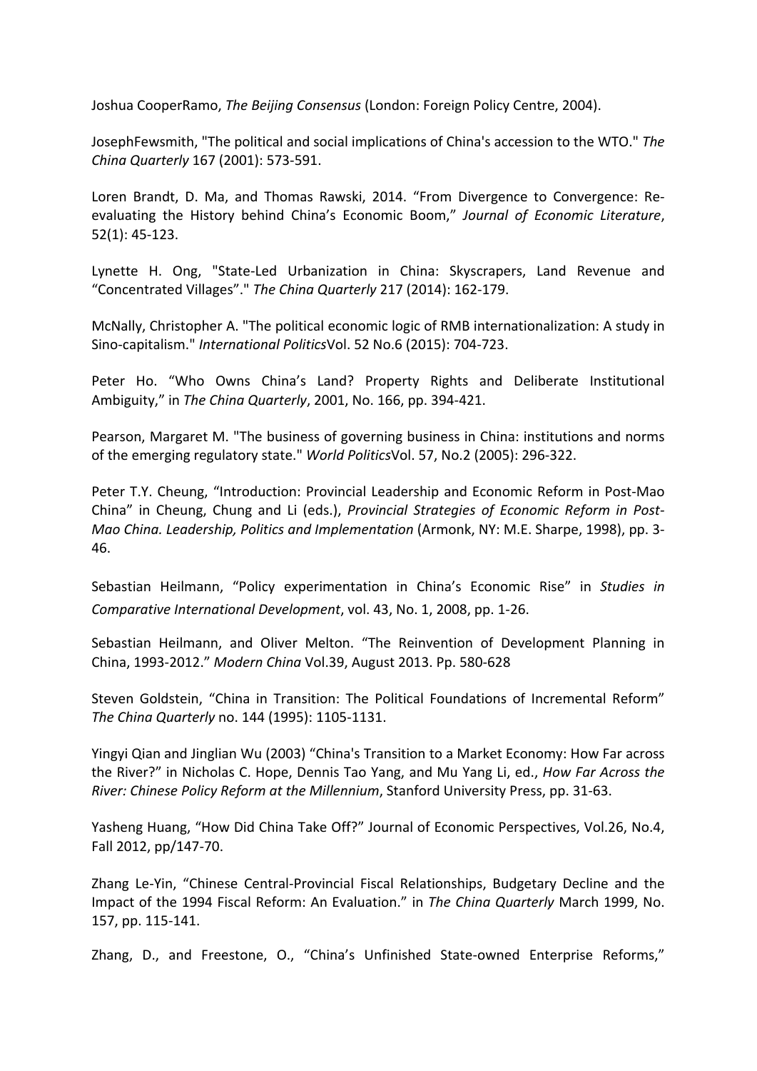Joshua CooperRamo, *The Beijing Consensus* (London: Foreign Policy Centre, 2004).

JosephFewsmith, "The political and social implications of China's accession to the WTO." *The China Quarterly* 167 (2001): 573-591.

Loren Brandt, D. Ma, and Thomas Rawski, 2014. "From Divergence to Convergence: Re-evaluating the History behind China's Economic Boom," *Journal of Economic Literature*, 52(1): 45-123.

Lynette H. Ong, "State-Led Urbanization in China: Skyscrapers, Land Revenue and "Concentrated Villages"." *The China Quarterly* 217 (2014): 162-179.

McNally, Christopher A. "The political economic logic of RMB internationalization: A study in Sino-capitalism." *International Politics*Vol. 52 No.6 (2015): 704-723.

Peter Ho. "Who Owns China's Land? Property Rights and Deliberate Institutional Ambiguity," in *The China Quarterly*, 2001, No. 166, pp. 394-421.

Pearson, Margaret M. "The business of governing business in China: institutions and norms of the emerging regulatory state." *World Politics*Vol. 57, No.2 (2005): 296-322.

Peter T.Y. Cheung, "Introduction: Provincial Leadership and Economic Reform in Post-Mao China" in Cheung, Chung and Li (eds.), *Provincial Strategies of Economic Reform in Post-Mao China. Leadership, Politics and Implementation* (Armonk, NY: M.E. Sharpe, 1998), pp. 3-46.

Sebastian Heilmann, "Policy experimentation in China's Economic Rise" in *Studies in Comparative International Development*, vol. 43, No. 1, 2008, pp. 1-26.

Sebastian Heilmann, and Oliver Melton. "The Reinvention of Development Planning in China, 1993-2012." *Modern China* Vol.39, August 2013. Pp. 580-628

Steven Goldstein, "China in Transition: The Political Foundations of Incremental Reform" *The China Quarterly* no. 144 (1995): 1105-1131.

Yingyi Qian and Jinglian Wu (2003) "China's Transition to a Market Economy: How Far across the River?" in Nicholas C. Hope, Dennis Tao Yang, and Mu Yang Li, ed., *How Far Across the River: Chinese Policy Reform at the Millennium*, Stanford University Press, pp. 31-63.

Yasheng Huang, "How Did China Take Off?" Journal of Economic Perspectives, Vol.26, No.4, Fall 2012, pp/147-70.

Zhang Le-Yin, "Chinese Central-Provincial Fiscal Relationships, Budgetary Decline and the Impact of the 1994 Fiscal Reform: An Evaluation." in *The China Quarterly* March 1999, No. 157, pp. 115-141.

Zhang, D., and Freestone, O., "China's Unfinished State-owned Enterprise Reforms,"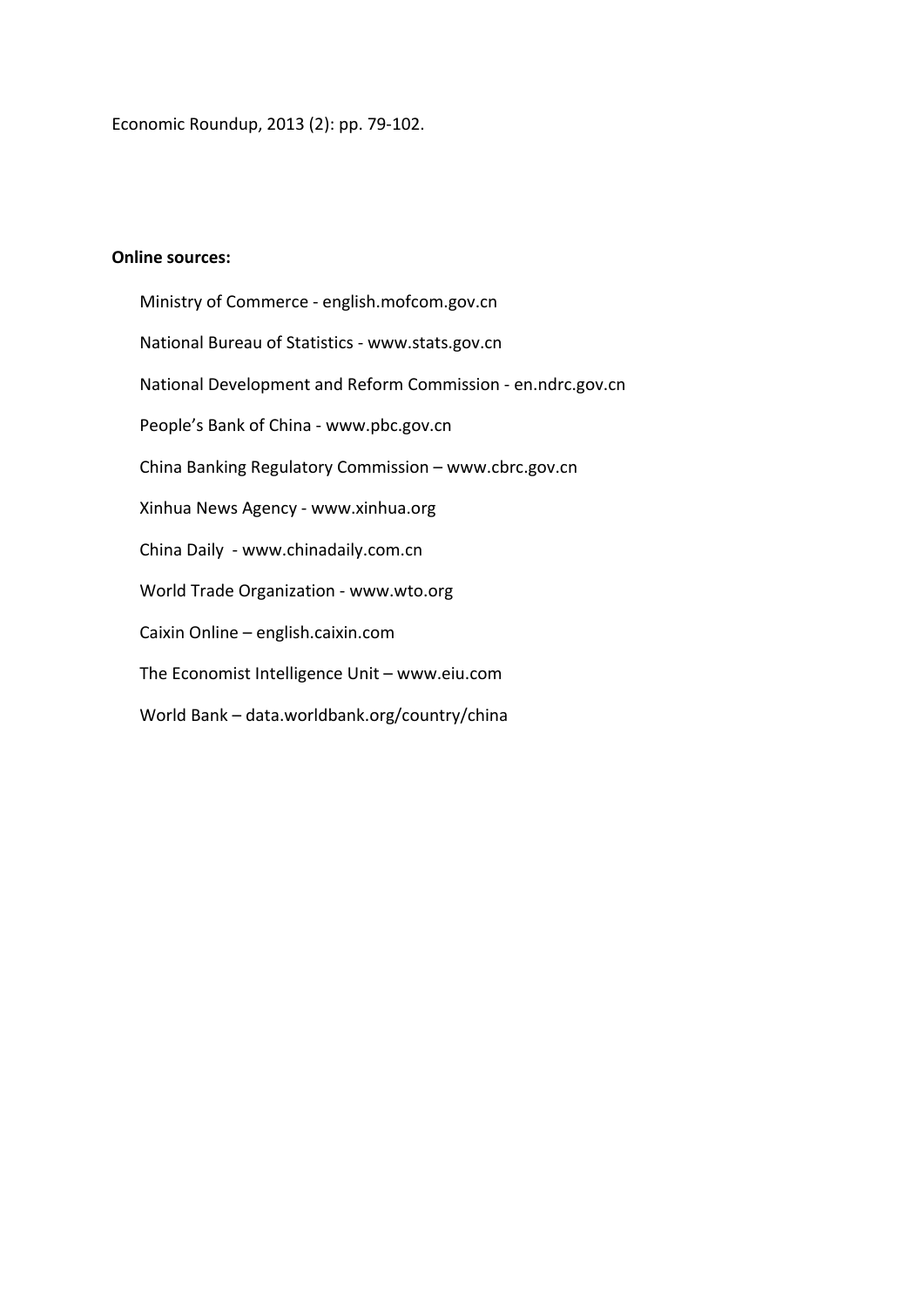Economic Roundup, 2013 (2): pp. 79-102.

**Online sources:**

Ministry of Commerce - english.mofcom.gov.cn

National Bureau of Statistics - www.stats.gov.cn

National Development and Reform Commission - en.ndrc.gov.cn

People's Bank of China - www.pbc.gov.cn

China Banking Regulatory Commission – www.cbrc.gov.cn

Xinhua News Agency - www.xinhua.org

China Daily - www.chinadaily.com.cn

World Trade Organization - www.wto.org

Caixin Online – english.caixin.com

The Economist Intelligence Unit – www.eiu.com

World Bank – data.worldbank.org/country/china